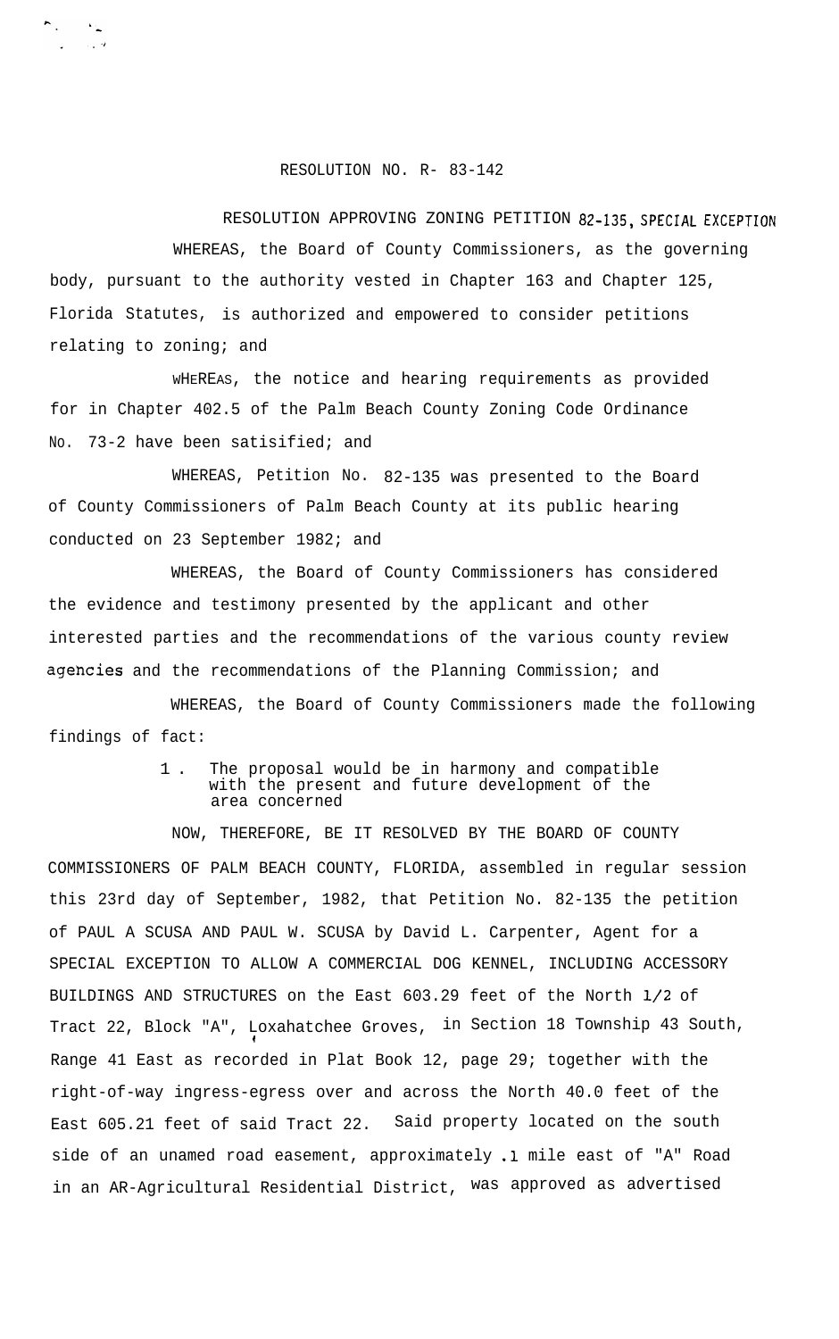RESOLUTION NO. R- 83-142

RESOLUTION APPROVING ZONING PETITION 82-135, SPECIAL EXCEPTION

WHEREAS, the Board of County Commissioners, as the governing body, pursuant to the authority vested in Chapter 163 and Chapter 125, Florida Statutes, is authorized and empowered to consider petitions relating to zoning; and

WHEREAS, the notice and hearing requirements as provided for in Chapter 402.5 of the Palm Beach County Zoning Code Ordinance No. 73-2 have been satisified; and

WHEREAS, Petition No. 82-135 was presented to the Board of County Commissioners of Palm Beach County at its public hearing conducted on 23 September 1982; and

WHEREAS, the Board of County Commissioners has considered the evidence and testimony presented by the applicant and other interested parties and the recommendations of the various county review agencies and the recommendations of the Planning Commission; and

WHEREAS, the Board of County Commissioners made the following findings of fact:

1. The proposal would be in harmony and compatible with the present and future development of the area concerned

NOW, THEREFORE, BE IT RESOLVED BY THE BOARD OF COUNTY COMMISSIONERS OF PALM BEACH COUNTY, FLORIDA, assembled in regular session this 23rd day of September, 1982, that Petition No. 82-135 the petition of PAUL A SCUSA AND PAUL W. SCUSA by David L. Carpenter, Agent for a SPECIAL EXCEPTION TO ALLOW A COMMERCIAL DOG KENNEL, INCLUDING ACCESSORY BUILDINGS AND STRUCTURES on the East 603.29 feet of the North 1/2 of Tract 22, Block "A", Loxahatchee Groves, in Section 18 Township 43 South, Range 41 East as recorded in Plat Book 12, page 29; together with the right-of-way ingress-egress over and across the North 40.0 feet of the East 605.21 feet of said Tract 22. Said property located on the south side of an unamed road easement, approximately .1 mile east of "A" Road in an AR-Agricultural Residential District, was approved as advertised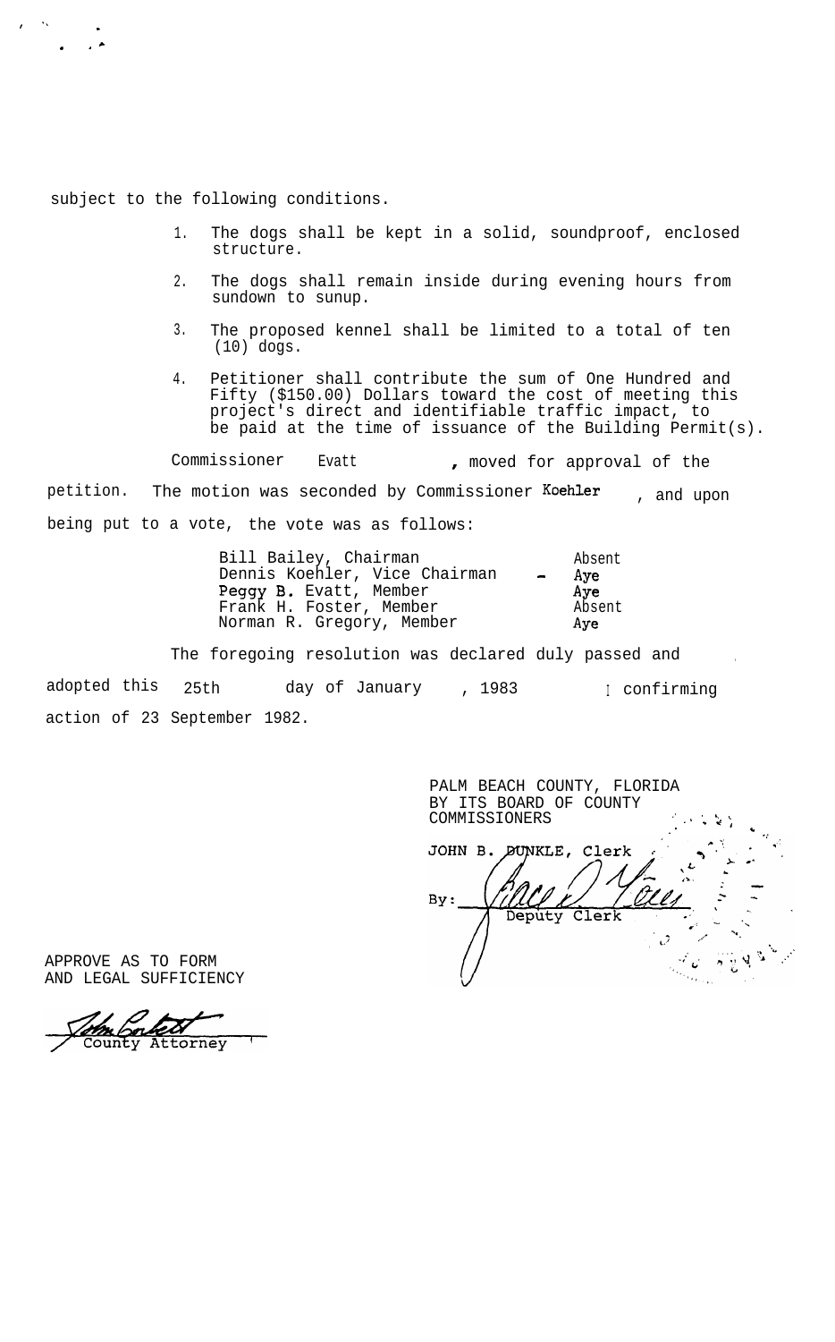subject to the following conditions.

1. The dogs shall be kept in a solid, soundproof, enclosed structure.

2. The dogs shall remain inside during evening hours from sundown to sunup.

3. The proposed kennel shall be limited to a total of ten (10) dogs.

4. Petitioner shall contribute the sum of One Hundred and Fifty ($150.00) Dollars toward the cost of meeting this project's direct and identifiable traffic impact, to be paid at the time of issuance of the Building Permit(s).

Commissioner Evatt , moved for approval of the petition. The motion was seconded by Commissioner Koehler , and upon being put to a vote, the vote was as follows:

| | |
|---|---|
| Bill Bailey, Chairman | Absent |
| Dennis Koehler, Vice Chairman | Aye |
| Peggy B. Evatt, Member | Aye |
| Frank H. Foster, Member | Absent |
| Norman R. Gregory, Member | Aye |

The foregoing resolution was declared duly passed and adopted this 25th day of January , 1983 , confirming action of 23 September 1982.

PALM BEACH COUNTY, FLORIDA
BY ITS BOARD OF COUNTY
COMMISSIONERS

JOHN B. DUNKLE, Clerk

By: ______________________
Deputy Clerk

APPROVE AS TO FORM
AND LEGAL SUFFICIENCY

______________________
County Attorney